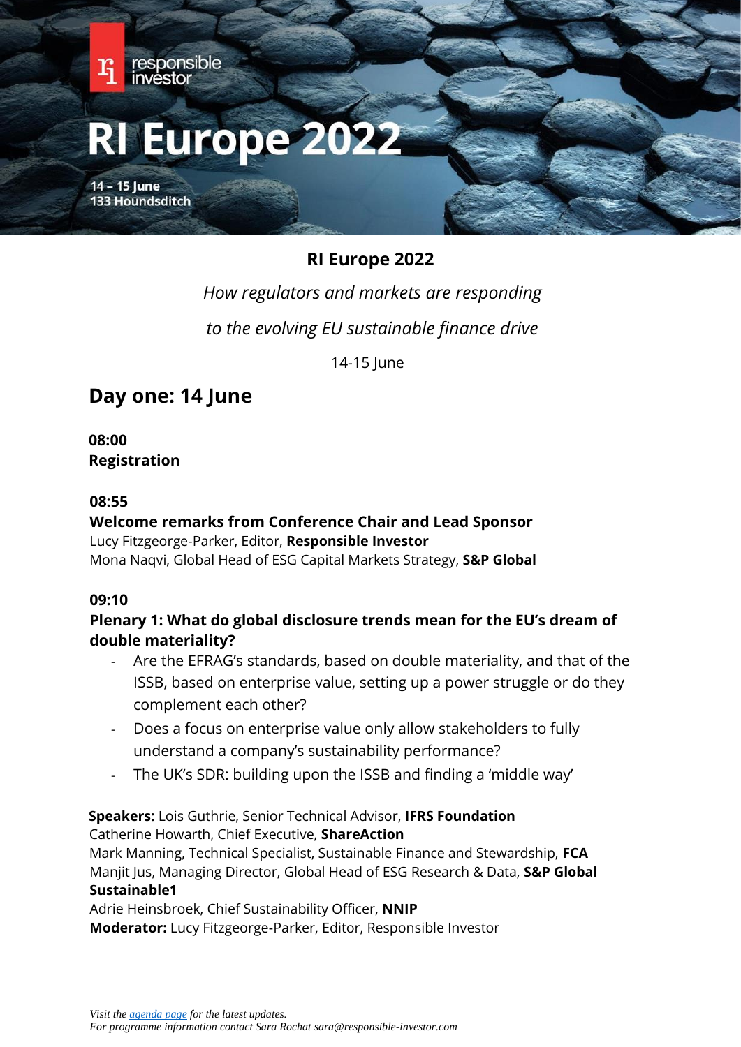responsible investor

# RI Europe 2022

14 – 15 June
133 Houndsditch

## RI Europe 2022

*How regulators and markets are responding*

*to the evolving EU sustainable finance drive*

14-15 June

## Day one: 14 June

**08:00**
**Registration**

**08:55**
**Welcome remarks from Conference Chair and Lead Sponsor**
Lucy Fitzgeorge-Parker, Editor, **Responsible Investor**
Mona Naqvi, Global Head of ESG Capital Markets Strategy, **S&P Global**

**09:10**
**Plenary 1: What do global disclosure trends mean for the EU's dream of double materiality?**

- Are the EFRAG's standards, based on double materiality, and that of the ISSB, based on enterprise value, setting up a power struggle or do they complement each other?
- Does a focus on enterprise value only allow stakeholders to fully understand a company's sustainability performance?
- The UK's SDR: building upon the ISSB and finding a 'middle way'

**Speakers:** Lois Guthrie, Senior Technical Advisor, **IFRS Foundation**
Catherine Howarth, Chief Executive, **ShareAction**
Mark Manning, Technical Specialist, Sustainable Finance and Stewardship, **FCA**
Manjit Jus, Managing Director, Global Head of ESG Research & Data, **S&P Global Sustainable1**
Adrie Heinsbroek, Chief Sustainability Officer, **NNIP**
**Moderator:** Lucy Fitzgeorge-Parker, Editor, Responsible Investor

*Visit the agenda page for the latest updates.*
*For programme information contact Sara Rochat sara@responsible-investor.com*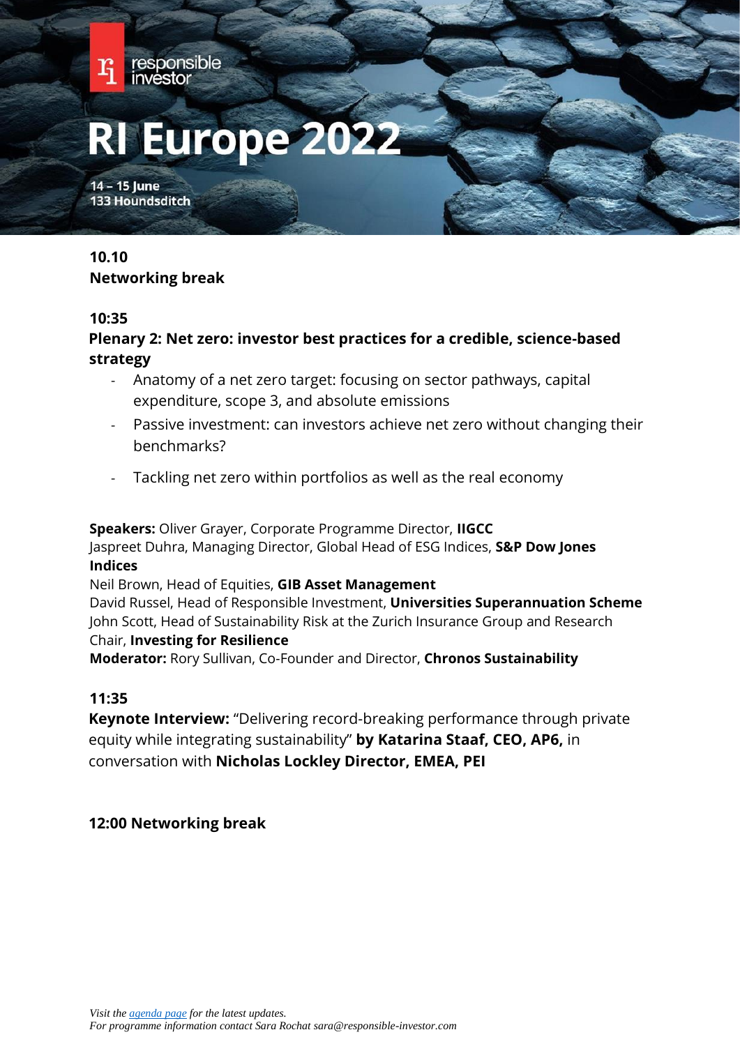responsible investor

# RI Europe 2022

**14 – 15 June**
**133 Houndsditch**

**10.10**
**Networking break**

**10:35**
**Plenary 2: Net zero: investor best practices for a credible, science-based strategy**

- Anatomy of a net zero target: focusing on sector pathways, capital expenditure, scope 3, and absolute emissions
- Passive investment: can investors achieve net zero without changing their benchmarks?
- Tackling net zero within portfolios as well as the real economy

**Speakers:** Oliver Grayer, Corporate Programme Director, **IIGCC**
Jaspreet Duhra, Managing Director, Global Head of ESG Indices, **S&P Dow Jones Indices**
Neil Brown, Head of Equities, **GIB Asset Management**
David Russel, Head of Responsible Investment, **Universities Superannuation Scheme**
John Scott, Head of Sustainability Risk at the Zurich Insurance Group and Research Chair, **Investing for Resilience**
**Moderator:** Rory Sullivan, Co-Founder and Director, **Chronos Sustainability**

**11:35**
**Keynote Interview:** "Delivering record-breaking performance through private equity while integrating sustainability" **by Katarina Staaf, CEO, AP6,** in conversation with **Nicholas Lockley Director, EMEA, PEI**

**12:00 Networking break**

*Visit the agenda page for the latest updates.*
*For programme information contact Sara Rochat sara@responsible-investor.com*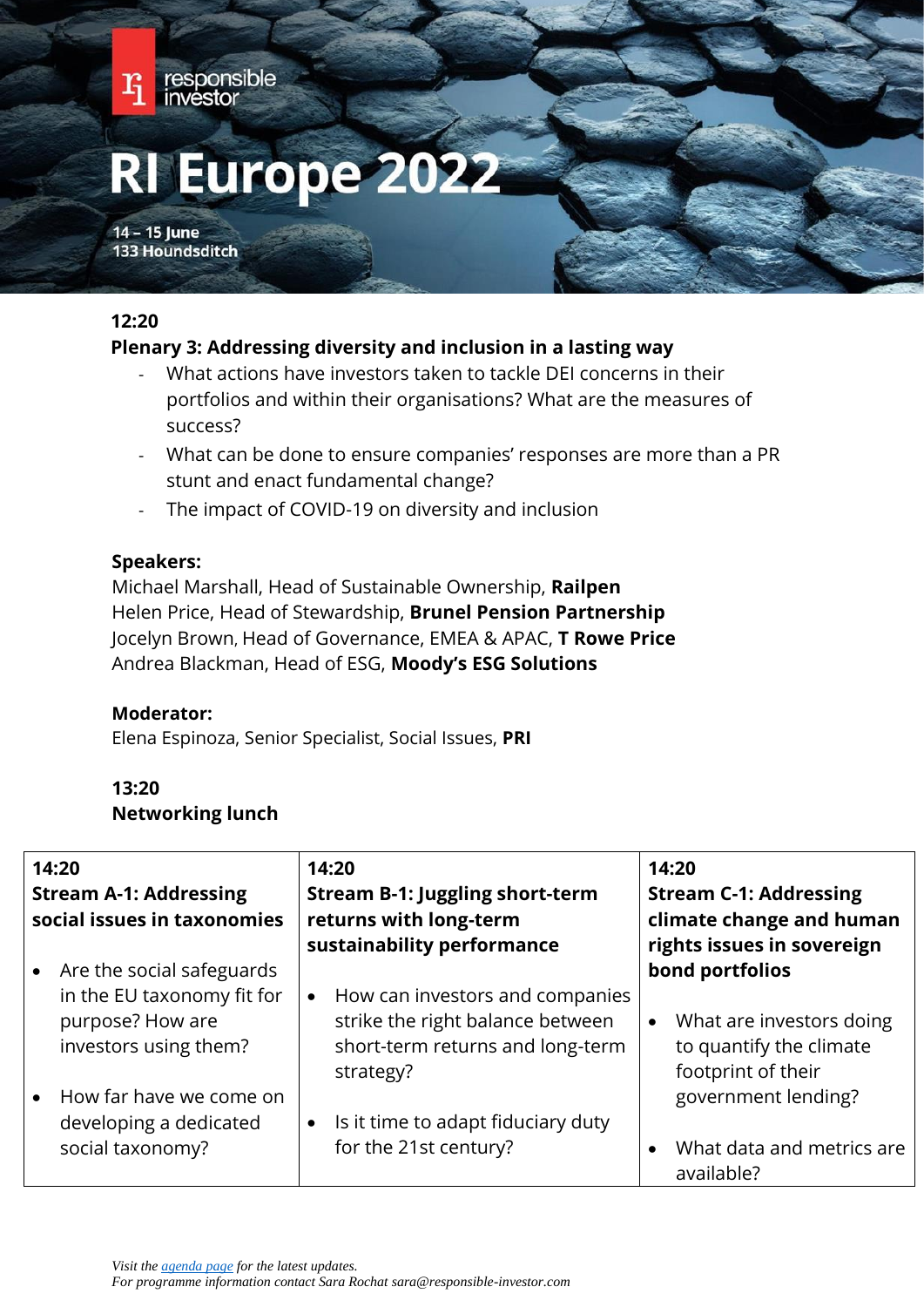# RI Europe 2022

**14 – 15 June**
**133 Houndsditch**

**12:20**
**Plenary 3: Addressing diversity and inclusion in a lasting way**

- What actions have investors taken to tackle DEI concerns in their portfolios and within their organisations? What are the measures of success?
- What can be done to ensure companies' responses are more than a PR stunt and enact fundamental change?
- The impact of COVID-19 on diversity and inclusion

**Speakers:**
Michael Marshall, Head of Sustainable Ownership, **Railpen**
Helen Price, Head of Stewardship, **Brunel Pension Partnership**
Jocelyn Brown, Head of Governance, EMEA & APAC, **T Rowe Price**
Andrea Blackman, Head of ESG, **Moody's ESG Solutions**

**Moderator:**
Elena Espinoza, Senior Specialist, Social Issues, **PRI**

**13:20**
**Networking lunch**

| **14:20**<br>**Stream A-1: Addressing social issues in taxonomies** | **14:20**<br>**Stream B-1: Juggling short-term returns with long-term sustainability performance** | **14:20**<br>**Stream C-1: Addressing climate change and human rights issues in sovereign bond portfolios** |
|---|---|---|
| • Are the social safeguards in the EU taxonomy fit for purpose? How are investors using them?<br><br>• How far have we come on developing a dedicated social taxonomy? | • How can investors and companies strike the right balance between short-term returns and long-term strategy?<br><br>• Is it time to adapt fiduciary duty for the 21st century? | • What are investors doing to quantify the climate footprint of their government lending?<br><br>• What data and metrics are available? |

*Visit the agenda page for the latest updates.*
*For programme information contact Sara Rochat sara@responsible-investor.com*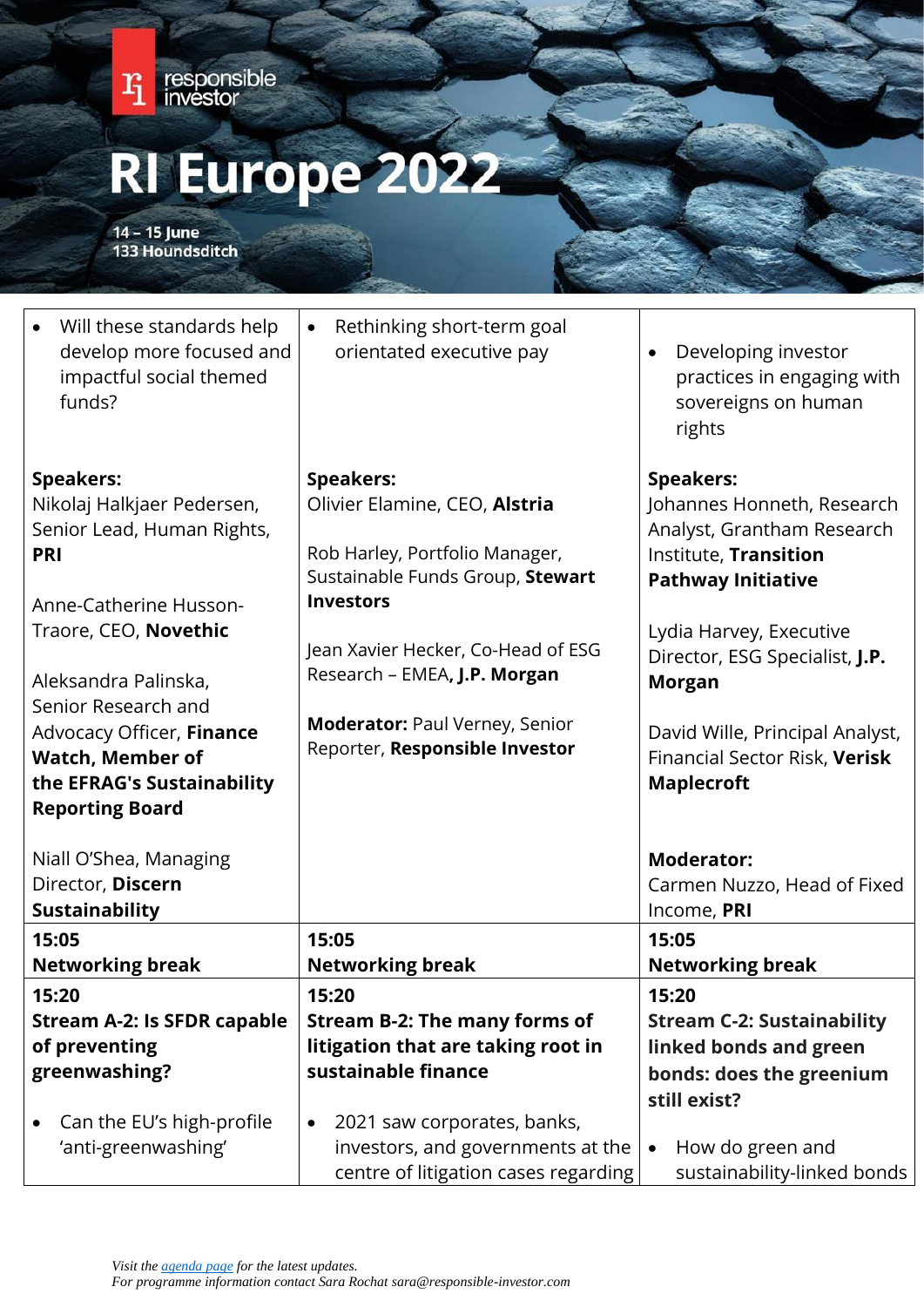# RI Europe 2022

**14 – 15 June**
**133 Houndsditch**

| | | |
|---|---|---|
| • Will these standards help develop more focused and impactful social themed funds?<br><br>**Speakers:**<br>Nikolaj Halkjaer Pedersen, Senior Lead, Human Rights, **PRI**<br><br>Anne-Catherine Husson-Traore, CEO, **Novethic**<br><br>Aleksandra Palinska, Senior Research and Advocacy Officer, **Finance Watch, Member of the EFRAG's Sustainability Reporting Board**<br><br>Niall O'Shea, Managing Director, **Discern Sustainability** | • Rethinking short-term goal orientated executive pay<br><br>**Speakers:**<br>Olivier Elamine, CEO, **Alstria**<br><br>Rob Harley, Portfolio Manager, Sustainable Funds Group, **Stewart Investors**<br><br>Jean Xavier Hecker, Co-Head of ESG Research – EMEA**, J.P. Morgan**<br><br>**Moderator:** Paul Verney, Senior Reporter, **Responsible Investor** | • Developing investor practices in engaging with sovereigns on human rights<br><br>**Speakers:**<br>Johannes Honneth, Research Analyst, Grantham Research Institute, **Transition Pathway Initiative**<br><br>Lydia Harvey, Executive Director, ESG Specialist, **J.P. Morgan**<br><br>David Wille, Principal Analyst, Financial Sector Risk, **Verisk Maplecroft**<br><br>**Moderator:**<br>Carmen Nuzzo, Head of Fixed Income, **PRI** |
| **15:05**<br>**Networking break** | **15:05**<br>**Networking break** | **15:05**<br>**Networking break** |
| **15:20**<br>**Stream A-2: Is SFDR capable of preventing greenwashing?**<br><br>• Can the EU's high-profile 'anti-greenwashing' | **15:20**<br>**Stream B-2: The many forms of litigation that are taking root in sustainable finance**<br><br>• 2021 saw corporates, banks, investors, and governments at the centre of litigation cases regarding | **15:20**<br>**Stream C-2: Sustainability linked bonds and green bonds: does the greenium still exist?**<br><br>• How do green and sustainability-linked bonds |

*Visit the agenda page for the latest updates.*
*For programme information contact Sara Rochat sara@responsible-investor.com*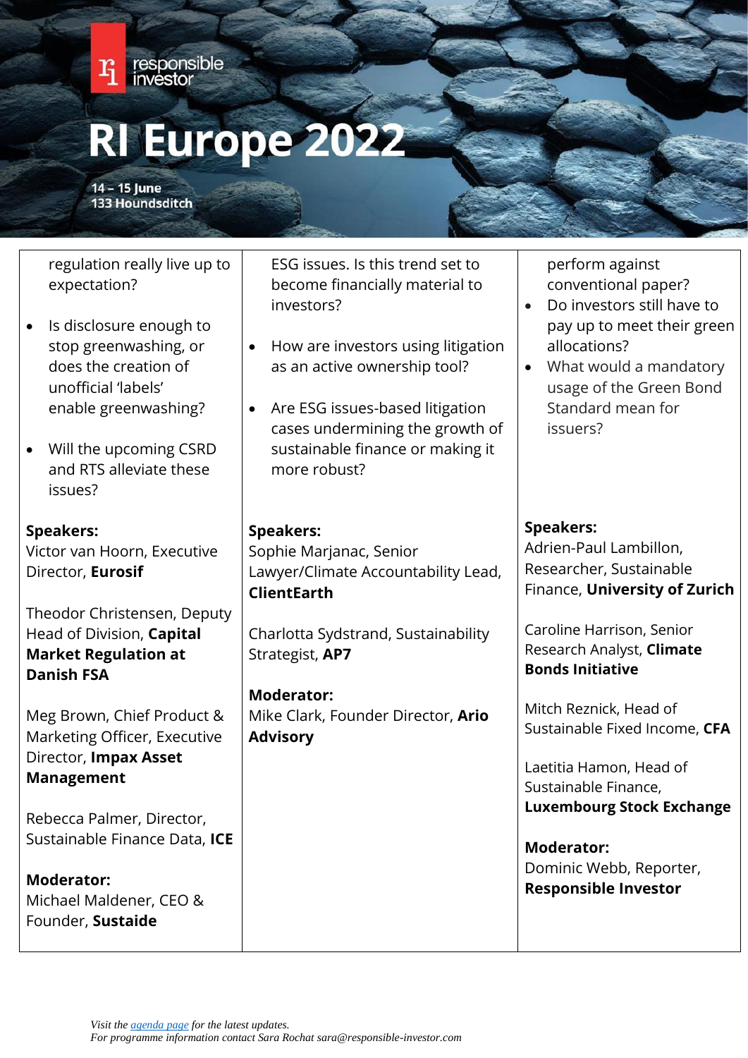# RI Europe 2022

**14 – 15 June**
**133 Houndsditch**

| | | |
|---|---|---|
| regulation really live up to expectation?<br><br>• Is disclosure enough to stop greenwashing, or does the creation of unofficial 'labels' enable greenwashing?<br><br>• Will the upcoming CSRD and RTS alleviate these issues?<br><br>**Speakers:**<br>Victor van Hoorn, Executive Director, **Eurosif**<br><br>Theodor Christensen, Deputy Head of Division, **Capital Market Regulation at Danish FSA**<br><br>Meg Brown, Chief Product & Marketing Officer, Executive Director, **Impax Asset Management**<br><br>Rebecca Palmer, Director, Sustainable Finance Data, **ICE**<br><br>**Moderator:**<br>Michael Maldener, CEO & Founder, **Sustaide** | ESG issues. Is this trend set to become financially material to investors?<br><br>• How are investors using litigation as an active ownership tool?<br><br>• Are ESG issues-based litigation cases undermining the growth of sustainable finance or making it more robust?<br><br>**Speakers:**<br>Sophie Marjanac, Senior Lawyer/Climate Accountability Lead, **ClientEarth**<br><br>Charlotta Sydstrand, Sustainability Strategist, **AP7**<br><br>**Moderator:**<br>Mike Clark, Founder Director, **Ario Advisory** | perform against conventional paper?<br>• Do investors still have to pay up to meet their green allocations?<br>• What would a mandatory usage of the Green Bond Standard mean for issuers?<br><br>**Speakers:**<br>Adrien-Paul Lambillon, Researcher, Sustainable Finance, **University of Zurich**<br><br>Caroline Harrison, Senior Research Analyst, **Climate Bonds Initiative**<br><br>Mitch Reznick, Head of Sustainable Fixed Income, **CFA**<br><br>Laetitia Hamon, Head of Sustainable Finance, **Luxembourg Stock Exchange**<br><br>**Moderator:**<br>Dominic Webb, Reporter, **Responsible Investor** |

*Visit the agenda page for the latest updates.*
*For programme information contact Sara Rochat sara@responsible-investor.com*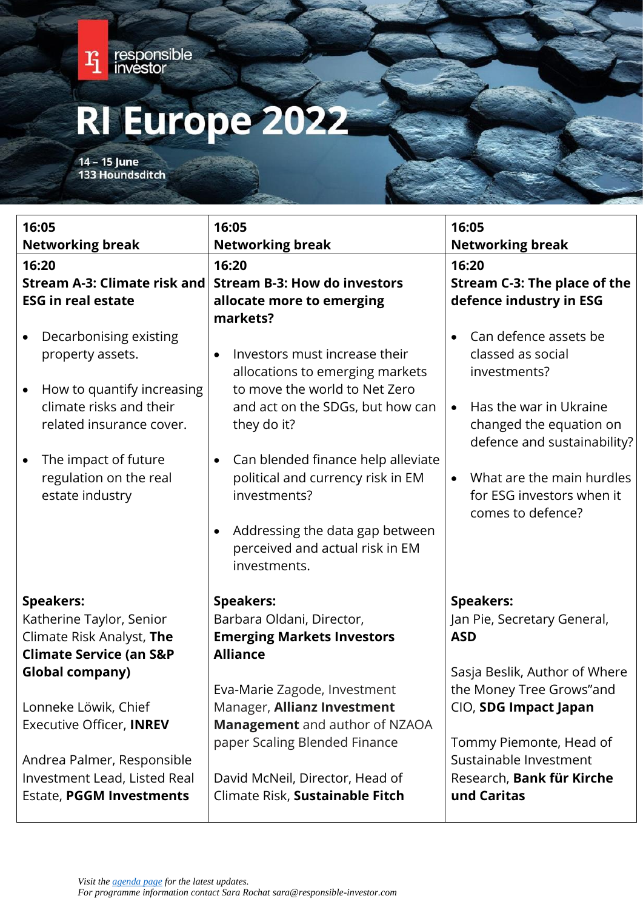# RI Europe 2022

**14 – 15 June**
**133 Houndsditch**

| **16:05**<br>**Networking break** | **16:05**<br>**Networking break** | **16:05**<br>**Networking break** |
|---|---|---|
| **16:20**<br>**Stream A-3: Climate risk and ESG in real estate**<br><br>• Decarbonising existing property assets.<br>• How to quantify increasing climate risks and their related insurance cover.<br>• The impact of future regulation on the real estate industry<br><br>**Speakers:**<br>Katherine Taylor, Senior Climate Risk Analyst, **The Climate Service (an S&P Global company)**<br><br>Lonneke Löwik, Chief Executive Officer, **INREV**<br><br>Andrea Palmer, Responsible Investment Lead, Listed Real Estate, **PGGM Investments** | **16:20**<br>**Stream B-3: How do investors allocate more to emerging markets?**<br><br>• Investors must increase their allocations to emerging markets to move the world to Net Zero and act on the SDGs, but how can they do it?<br>• Can blended finance help alleviate political and currency risk in EM investments?<br>• Addressing the data gap between perceived and actual risk in EM investments.<br><br>**Speakers:**<br>Barbara Oldani, Director, **Emerging Markets Investors Alliance**<br><br>Eva-Marie Zagode, Investment Manager, **Allianz Investment Management** and author of NZAOA paper Scaling Blended Finance<br><br>David McNeil, Director, Head of Climate Risk, **Sustainable Fitch** | **16:20**<br>**Stream C-3: The place of the defence industry in ESG**<br><br>• Can defence assets be classed as social investments?<br>• Has the war in Ukraine changed the equation on defence and sustainability?<br>• What are the main hurdles for ESG investors when it comes to defence?<br><br>**Speakers:**<br>Jan Pie, Secretary General, **ASD**<br><br>Sasja Beslik, Author of Where the Money Tree Grows"and CIO, **SDG Impact Japan**<br><br>Tommy Piemonte, Head of Sustainable Investment Research, **Bank für Kirche und Caritas** |

*Visit the agenda page for the latest updates.*
*For programme information contact Sara Rochat sara@responsible-investor.com*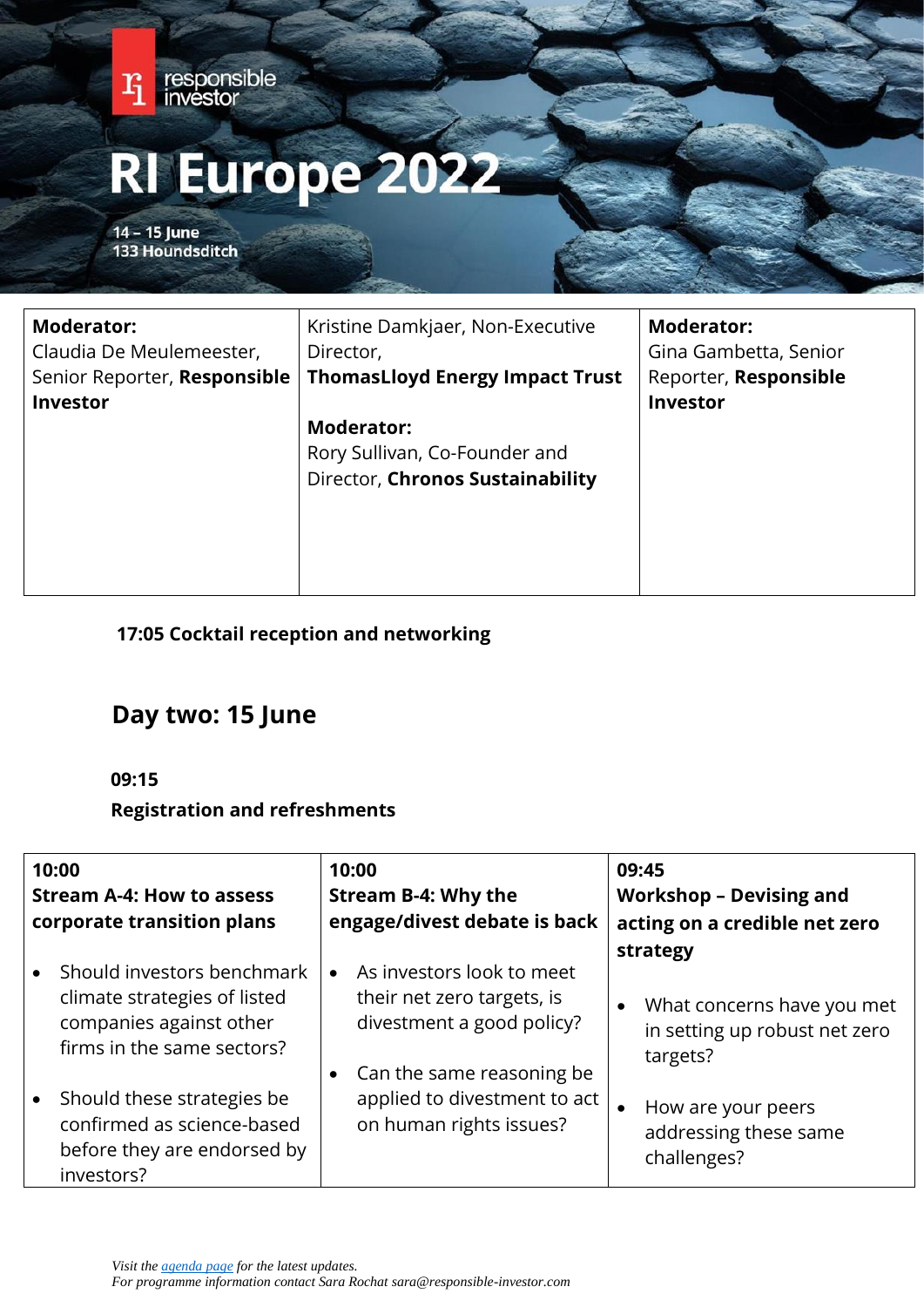# RI Europe 2022

**14 – 15 June**
**133 Houndsditch**

| | | |
|---|---|---|
| **Moderator:** Claudia De Meulemeester, Senior Reporter, **Responsible Investor** | Kristine Damkjaer, Non-Executive Director, **ThomasLloyd Energy Impact Trust**<br><br>**Moderator:** Rory Sullivan, Co-Founder and Director, **Chronos Sustainability** | **Moderator:** Gina Gambetta, Senior Reporter, **Responsible Investor** |

**17:05 Cocktail reception and networking**

## Day two: 15 June

**09:15**

**Registration and refreshments**

| **10:00**<br>**Stream A-4: How to assess corporate transition plans** | **10:00**<br>**Stream B-4: Why the engage/divest debate is back** | **09:45**<br>**Workshop – Devising and acting on a credible net zero strategy** |
|---|---|---|
| • Should investors benchmark climate strategies of listed companies against other firms in the same sectors?<br><br>• Should these strategies be confirmed as science-based before they are endorsed by investors? | • As investors look to meet their net zero targets, is divestment a good policy?<br><br>• Can the same reasoning be applied to divestment to act on human rights issues? | • What concerns have you met in setting up robust net zero targets?<br><br>• How are your peers addressing these same challenges? |

*Visit the agenda page for the latest updates.*
*For programme information contact Sara Rochat sara@responsible-investor.com*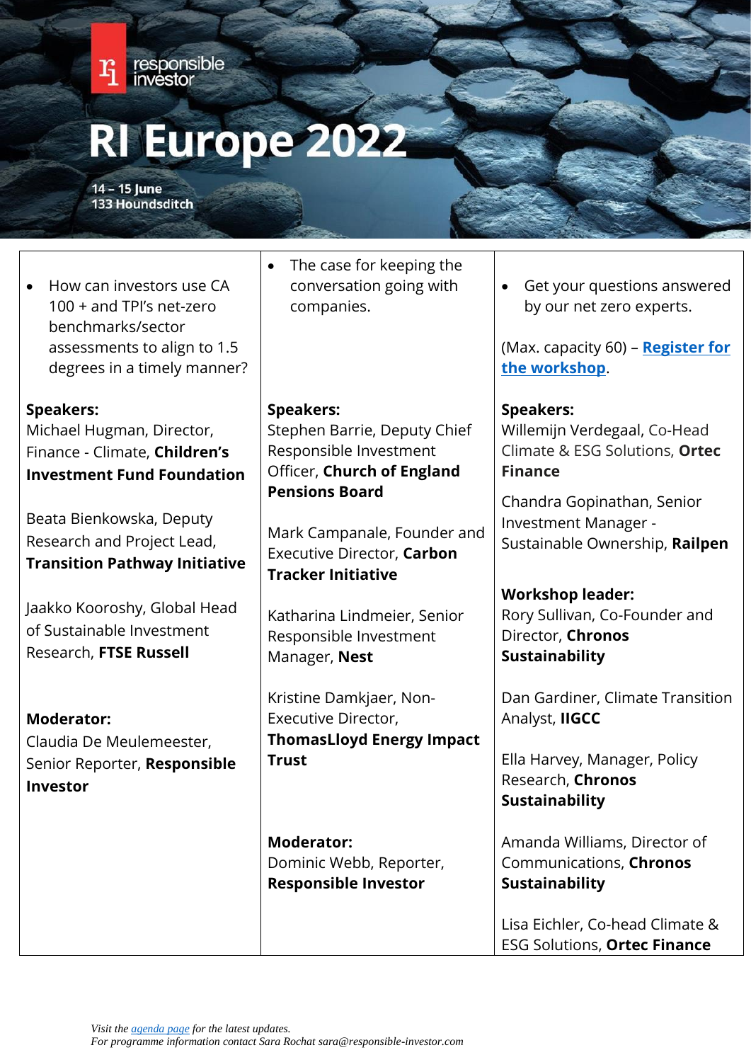# RI Europe 2022

**14 – 15 June**
**133 Houndsditch**

| | | |
|---|---|---|
| • How can investors use CA 100 + and TPI's net-zero benchmarks/sector assessments to align to 1.5 degrees in a timely manner?<br><br>**Speakers:**<br>Michael Hugman, Director, Finance - Climate, **Children's Investment Fund Foundation**<br><br>Beata Bienkowska, Deputy Research and Project Lead, **Transition Pathway Initiative**<br><br>Jaakko Kooroshy, Global Head of Sustainable Investment Research, **FTSE Russell**<br><br>**Moderator:**<br>Claudia De Meulemeester, Senior Reporter, **Responsible Investor** | • The case for keeping the conversation going with companies.<br><br>**Speakers:**<br>Stephen Barrie, Deputy Chief Responsible Investment Officer, **Church of England Pensions Board**<br><br>Mark Campanale, Founder and Executive Director, **Carbon Tracker Initiative**<br><br>Katharina Lindmeier, Senior Responsible Investment Manager, **Nest**<br><br>Kristine Damkjaer, Non-Executive Director, **ThomasLloyd Energy Impact Trust**<br><br>**Moderator:**<br>Dominic Webb, Reporter, **Responsible Investor** | • Get your questions answered by our net zero experts.<br><br>(Max. capacity 60) – **Register for the workshop**.<br><br>**Speakers:**<br>Willemijn Verdegaal, Co-Head Climate & ESG Solutions, **Ortec Finance**<br><br>Chandra Gopinathan, Senior Investment Manager - Sustainable Ownership, **Railpen**<br><br>**Workshop leader:**<br>Rory Sullivan, Co-Founder and Director, **Chronos Sustainability**<br><br>Dan Gardiner, Climate Transition Analyst, **IIGCC**<br><br>Ella Harvey, Manager, Policy Research, **Chronos Sustainability**<br><br>Amanda Williams, Director of Communications, **Chronos Sustainability**<br><br>Lisa Eichler, Co-head Climate & ESG Solutions, **Ortec Finance** |

*Visit the agenda page for the latest updates.*
*For programme information contact Sara Rochat sara@responsible-investor.com*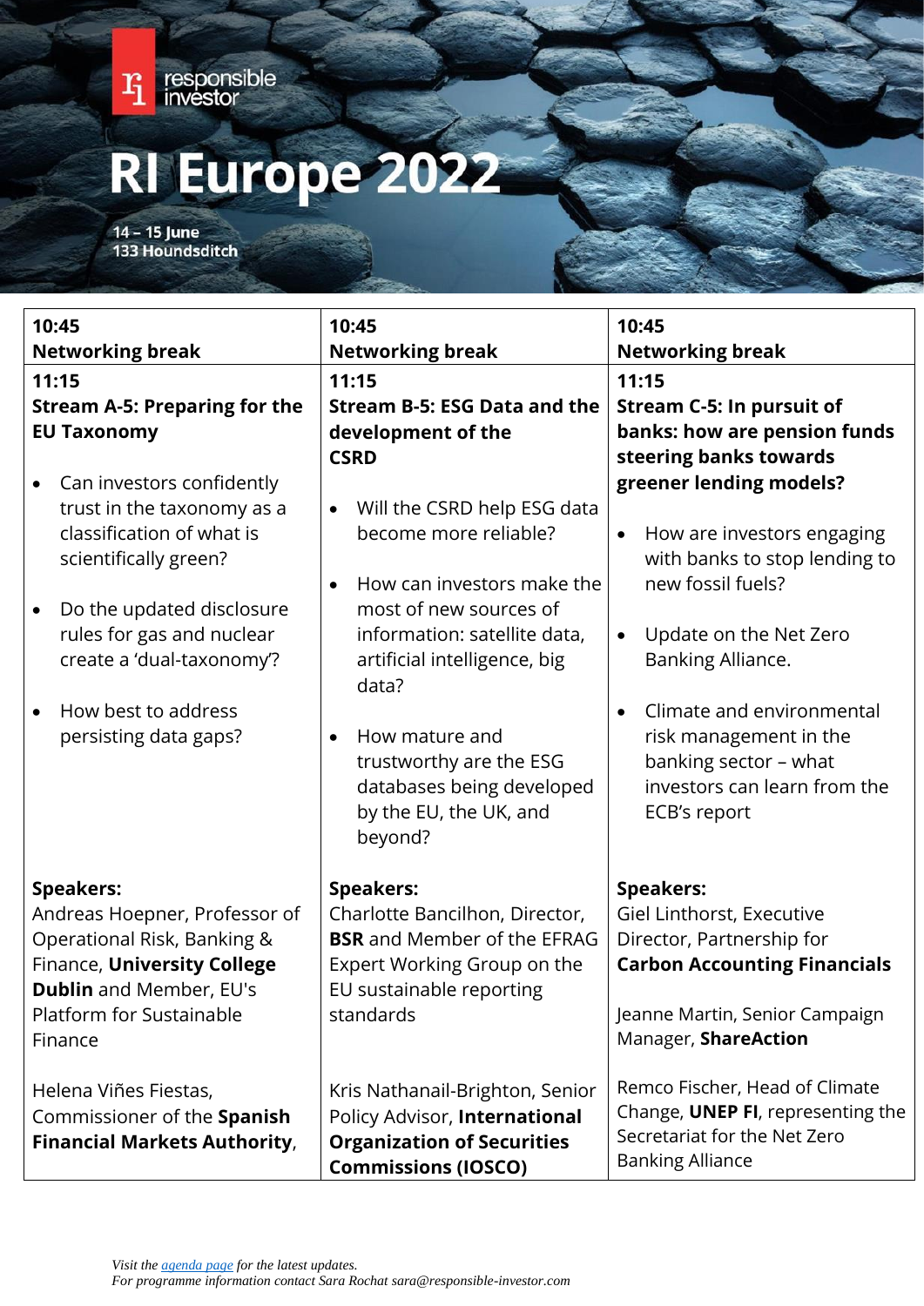# RI Europe 2022

**14 – 15 June**
**133 Houndsditch**

| **10:45**<br>**Networking break** | **10:45**<br>**Networking break** | **10:45**<br>**Networking break** |
|---|---|---|
| **11:15**<br>**Stream A-5: Preparing for the EU Taxonomy**<br><br>• Can investors confidently trust in the taxonomy as a classification of what is scientifically green?<br><br>• Do the updated disclosure rules for gas and nuclear create a 'dual-taxonomy'?<br><br>• How best to address persisting data gaps?<br><br>**Speakers:**<br>Andreas Hoepner, Professor of Operational Risk, Banking & Finance, **University College Dublin** and Member, EU's Platform for Sustainable Finance<br><br>Helena Viñes Fiestas, Commissioner of the **Spanish Financial Markets Authority**, | **11:15**<br>**Stream B-5: ESG Data and the development of the CSRD**<br><br>• Will the CSRD help ESG data become more reliable?<br><br>• How can investors make the most of new sources of information: satellite data, artificial intelligence, big data?<br><br>• How mature and trustworthy are the ESG databases being developed by the EU, the UK, and beyond?<br><br>**Speakers:**<br>Charlotte Bancilhon, Director, **BSR** and Member of the EFRAG Expert Working Group on the EU sustainable reporting standards<br><br>Kris Nathanail-Brighton, Senior Policy Advisor, **International Organization of Securities Commissions (IOSCO)** | **11:15**<br>**Stream C-5: In pursuit of banks: how are pension funds steering banks towards greener lending models?**<br><br>• How are investors engaging with banks to stop lending to new fossil fuels?<br><br>• Update on the Net Zero Banking Alliance.<br><br>• Climate and environmental risk management in the banking sector – what investors can learn from the ECB's report<br><br>**Speakers:**<br>Giel Linthorst, Executive Director, Partnership for **Carbon Accounting Financials**<br><br>Jeanne Martin, Senior Campaign Manager, **ShareAction**<br><br>Remco Fischer, Head of Climate Change, **UNEP FI**, representing the Secretariat for the Net Zero Banking Alliance |

*Visit the agenda page for the latest updates.*
*For programme information contact Sara Rochat sara@responsible-investor.com*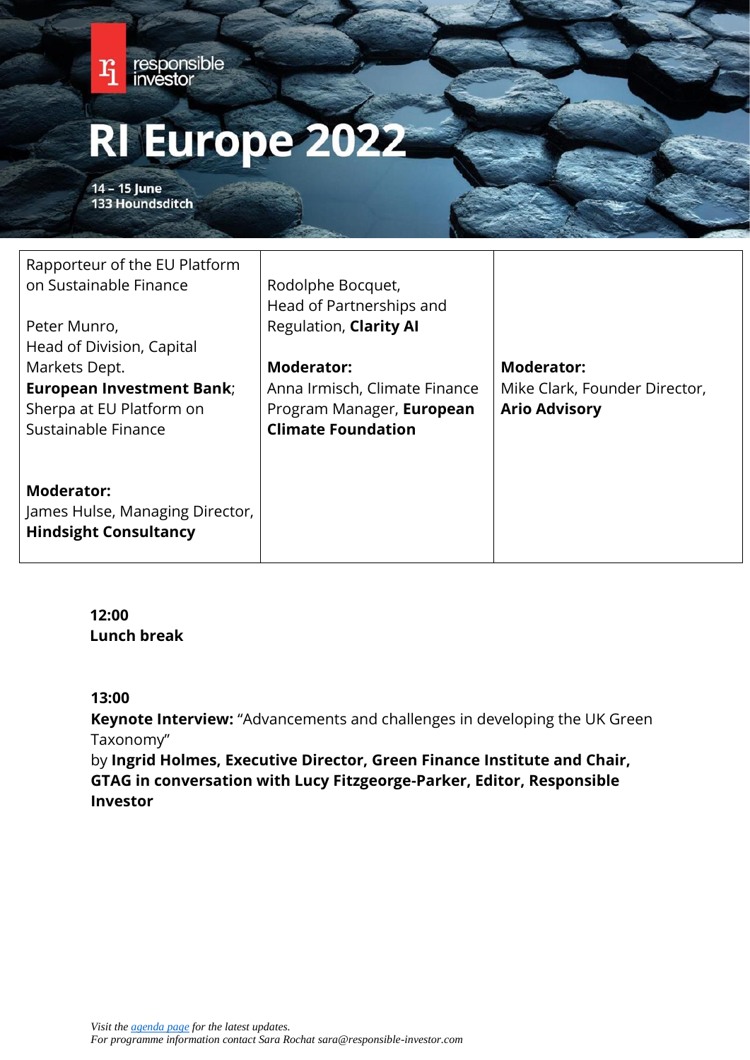| Rapporteur of the EU Platform on Sustainable Finance<br><br>Peter Munro,<br>Head of Division, Capital Markets Dept.<br>**European Investment Bank**; Sherpa at EU Platform on Sustainable Finance<br><br>**Moderator:**<br>James Hulse, Managing Director, **Hindsight Consultancy** | Rodolphe Bocquet,<br>Head of Partnerships and Regulation, **Clarity AI**<br><br>**Moderator:**<br>Anna Irmisch, Climate Finance Program Manager, **European Climate Foundation** | **Moderator:**<br>Mike Clark, Founder Director, **Ario Advisory** |
|---|---|---|

**12:00**
**Lunch break**

**13:00**
**Keynote Interview:** "Advancements and challenges in developing the UK Green Taxonomy"
by **Ingrid Holmes, Executive Director, Green Finance Institute and Chair, GTAG in conversation with Lucy Fitzgeorge-Parker, Editor, Responsible Investor**

*Visit the agenda page for the latest updates.*
*For programme information contact Sara Rochat sara@responsible-investor.com*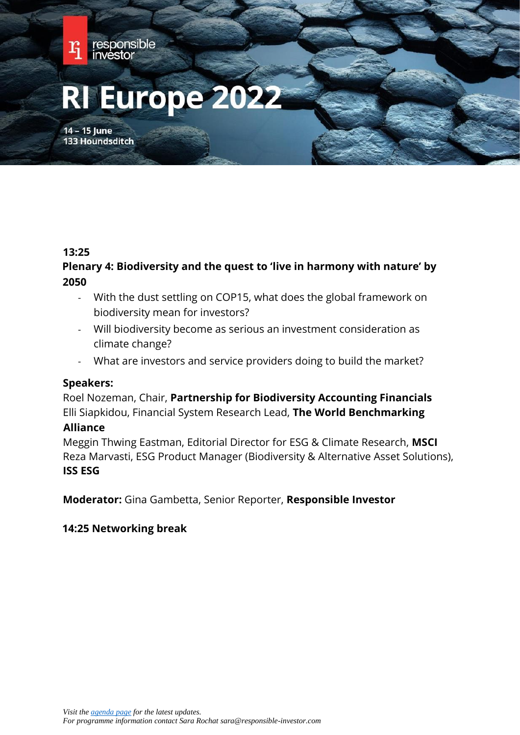responsible investor

# RI Europe 2022

**14 – 15 June**
**133 Houndsditch**

**13:25**

**Plenary 4: Biodiversity and the quest to 'live in harmony with nature' by 2050**

- With the dust settling on COP15, what does the global framework on biodiversity mean for investors?
- Will biodiversity become as serious an investment consideration as climate change?
- What are investors and service providers doing to build the market?

**Speakers:**

Roel Nozeman, Chair, **Partnership for Biodiversity Accounting Financials**
Elli Siapkidou, Financial System Research Lead, **The World Benchmarking Alliance**
Meggin Thwing Eastman, Editorial Director for ESG & Climate Research, **MSCI**
Reza Marvasti, ESG Product Manager (Biodiversity & Alternative Asset Solutions), **ISS ESG**

**Moderator:** Gina Gambetta, Senior Reporter, **Responsible Investor**

**14:25 Networking break**

*Visit the agenda page for the latest updates.*
*For programme information contact Sara Rochat sara@responsible-investor.com*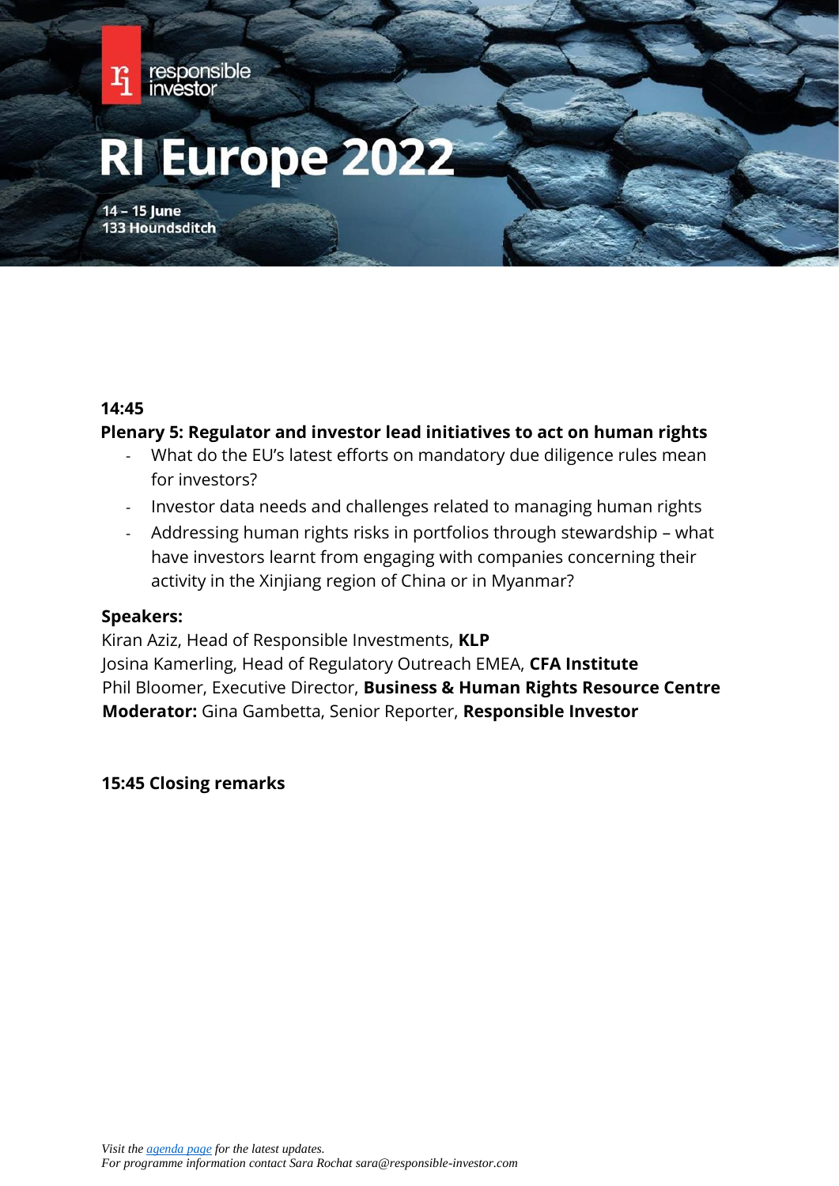responsible investor

# RI Europe 2022

**14 – 15 June**
**133 Houndsditch**

**14:45**

**Plenary 5: Regulator and investor lead initiatives to act on human rights**

- What do the EU's latest efforts on mandatory due diligence rules mean for investors?
- Investor data needs and challenges related to managing human rights
- Addressing human rights risks in portfolios through stewardship – what have investors learnt from engaging with companies concerning their activity in the Xinjiang region of China or in Myanmar?

**Speakers:**
Kiran Aziz, Head of Responsible Investments, **KLP**
Josina Kamerling, Head of Regulatory Outreach EMEA, **CFA Institute**
Phil Bloomer, Executive Director, **Business & Human Rights Resource Centre**
**Moderator:** Gina Gambetta, Senior Reporter, **Responsible Investor**

**15:45 Closing remarks**

*Visit the agenda page for the latest updates.*
*For programme information contact Sara Rochat sara@responsible-investor.com*